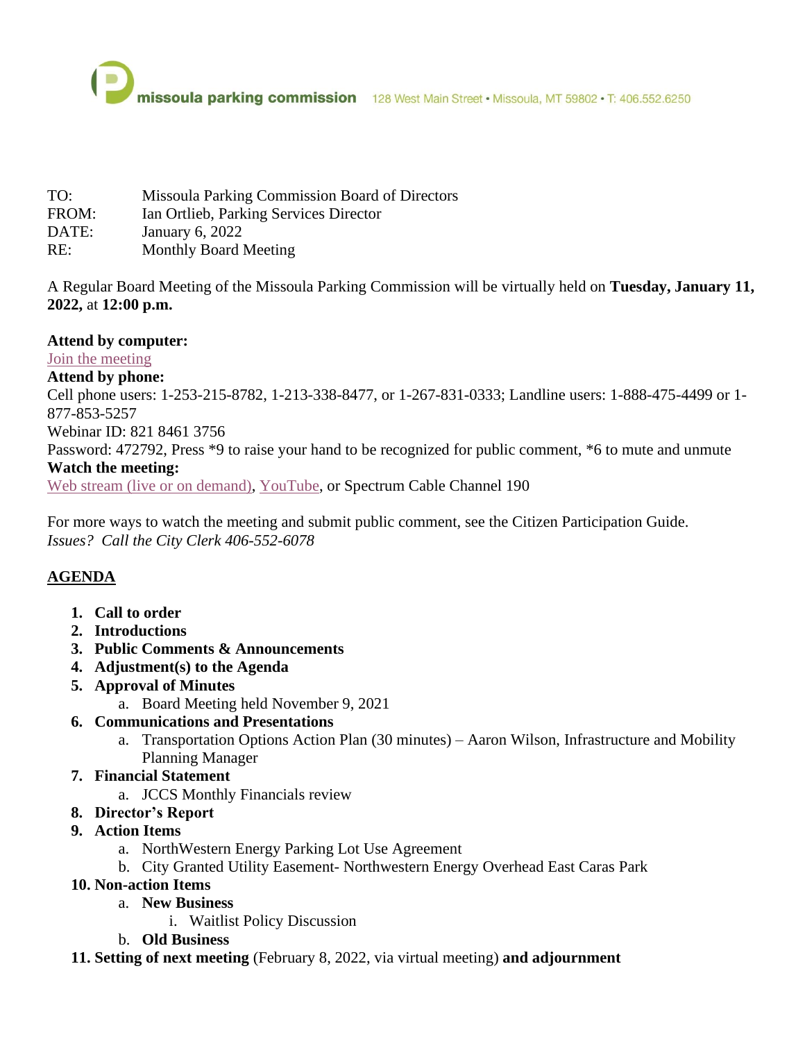missoula parking commission 128 West Main Street • Missoula, MT 59802 • T: 406.552.6250

TO: Missoula Parking Commission Board of Directors
FROM: Ian Ortlieb, Parking Services Director
DATE: January 6, 2022
RE: Monthly Board Meeting

A Regular Board Meeting of the Missoula Parking Commission will be virtually held on **Tuesday, January 11, 2022,** at **12:00 p.m.**

**Attend by computer:**
Join the meeting
**Attend by phone:**
Cell phone users: 1-253-215-8782, 1-213-338-8477, or 1-267-831-0333; Landline users: 1-888-475-4499 or 1-877-853-5257
Webinar ID: 821 8461 3756
Password: 472792, Press *9 to raise your hand to be recognized for public comment, *6 to mute and unmute
**Watch the meeting:**
Web stream (live or on demand), YouTube, or Spectrum Cable Channel 190

For more ways to watch the meeting and submit public comment, see the Citizen Participation Guide.
*Issues? Call the City Clerk 406-552-6078*

## AGENDA

1. **Call to order**
2. **Introductions**
3. **Public Comments & Announcements**
4. **Adjustment(s) to the Agenda**
5. **Approval of Minutes**
   a. Board Meeting held November 9, 2021
6. **Communications and Presentations**
   a. Transportation Options Action Plan (30 minutes) – Aaron Wilson, Infrastructure and Mobility Planning Manager
7. **Financial Statement**
   a. JCCS Monthly Financials review
8. **Director's Report**
9. **Action Items**
   a. NorthWestern Energy Parking Lot Use Agreement
   b. City Granted Utility Easement- Northwestern Energy Overhead East Caras Park
10. **Non-action Items**
    a. **New Business**
       i. Waitlist Policy Discussion
    b. **Old Business**
11. **Setting of next meeting** (February 8, 2022, via virtual meeting) **and adjournment**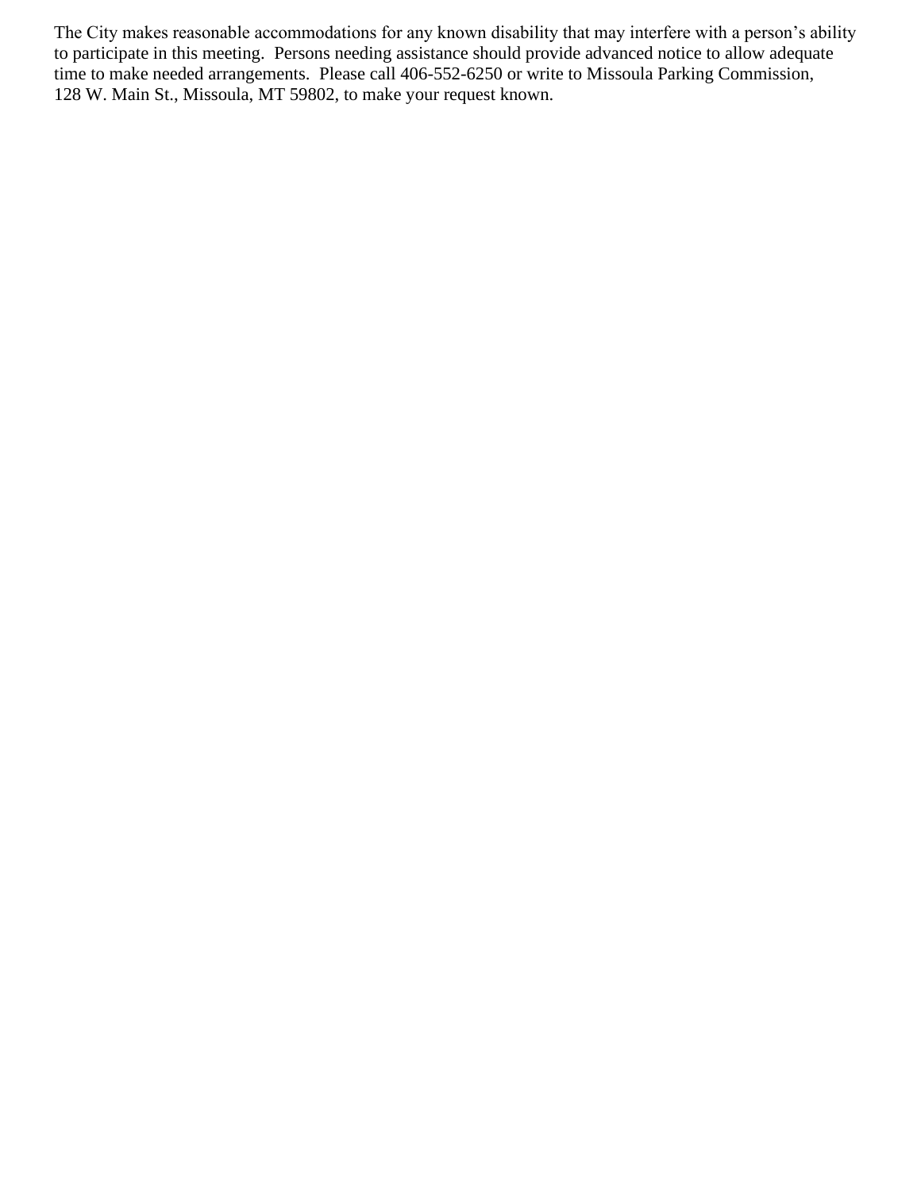The City makes reasonable accommodations for any known disability that may interfere with a person's ability to participate in this meeting. Persons needing assistance should provide advanced notice to allow adequate time to make needed arrangements. Please call 406-552-6250 or write to Missoula Parking Commission, 128 W. Main St., Missoula, MT 59802, to make your request known.